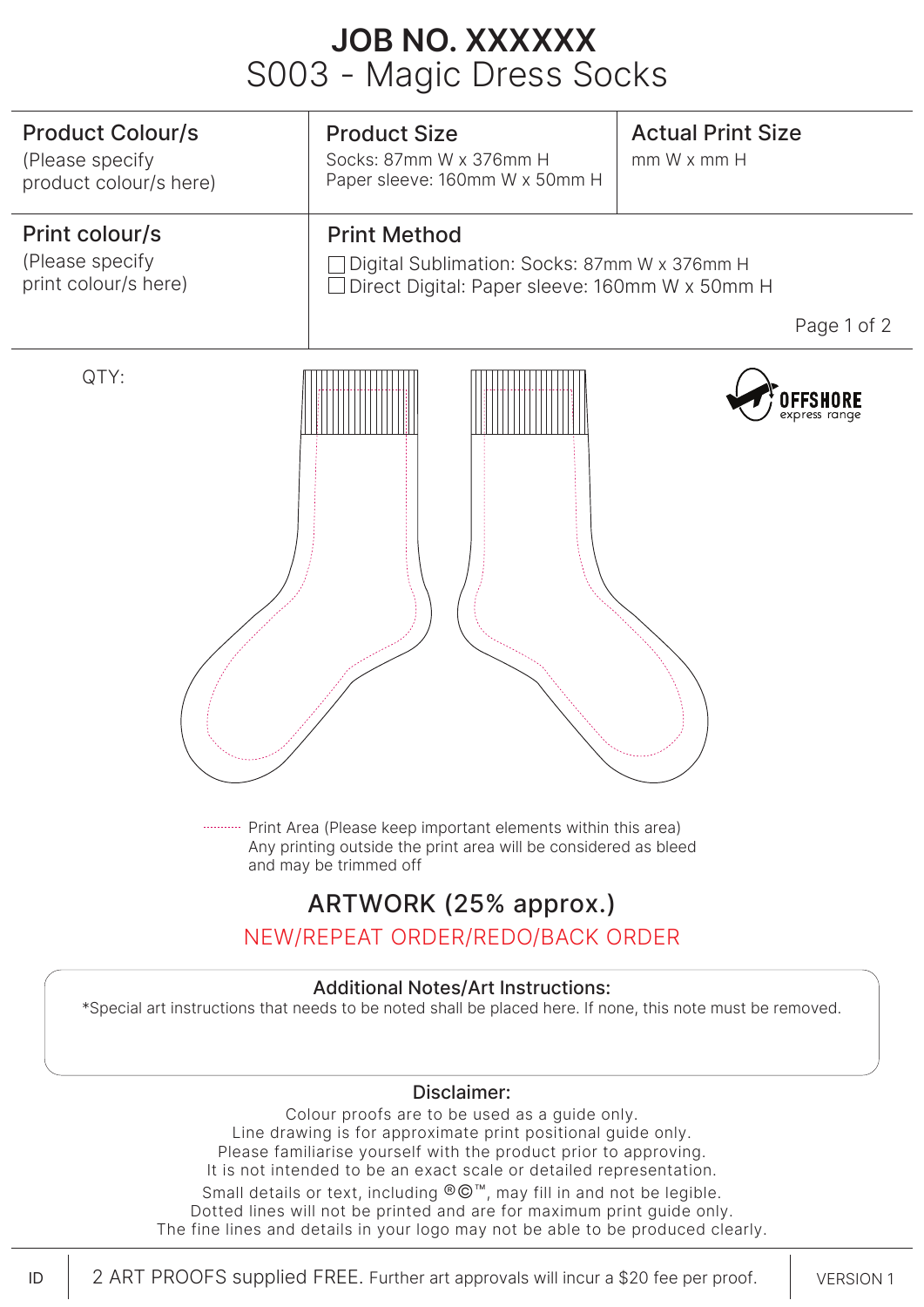# JOB NO. XXXXXX

## S003 - Magic Dress Socks

| Product Colour/s | Product Size | Actual Print Size |
| --- | --- | --- |
| (Please specify product colour/s here) | Socks: 87mm W x 376mm H<br>Paper sleeve: 160mm W x 50mm H | mm W x mm H |

| Print colour/s | Print Method |
| --- | --- |
| (Please specify print colour/s here) | ☐ Digital Sublimation: Socks: 87mm W x 376mm H<br>☐ Direct Digital: Paper sleeve: 160mm W x 50mm H |

QTY:

OFFSHORE express range

Print Area (Please keep important elements within this area)
Any printing outside the print area will be considered as bleed and may be trimmed off

## ARTWORK (25% approx.)

NEW/REPEAT ORDER/REDO/BACK ORDER

### Additional Notes/Art Instructions:

*Special art instructions that needs to be noted shall be placed here. If none, this note must be removed.

### Disclaimer:

Colour proofs are to be used as a guide only.
Line drawing is for approximate print positional guide only.
Please familiarise yourself with the product prior to approving.
It is not intended to be an exact scale or detailed representation.
Small details or text, including ®©™, may fill in and not be legible.
Dotted lines will not be printed and are for maximum print guide only.
The fine lines and details in your logo may not be able to be produced clearly.

ID | 2 ART PROOFS supplied FREE. Further art approvals will incur a $20 fee per proof. | VERSION 1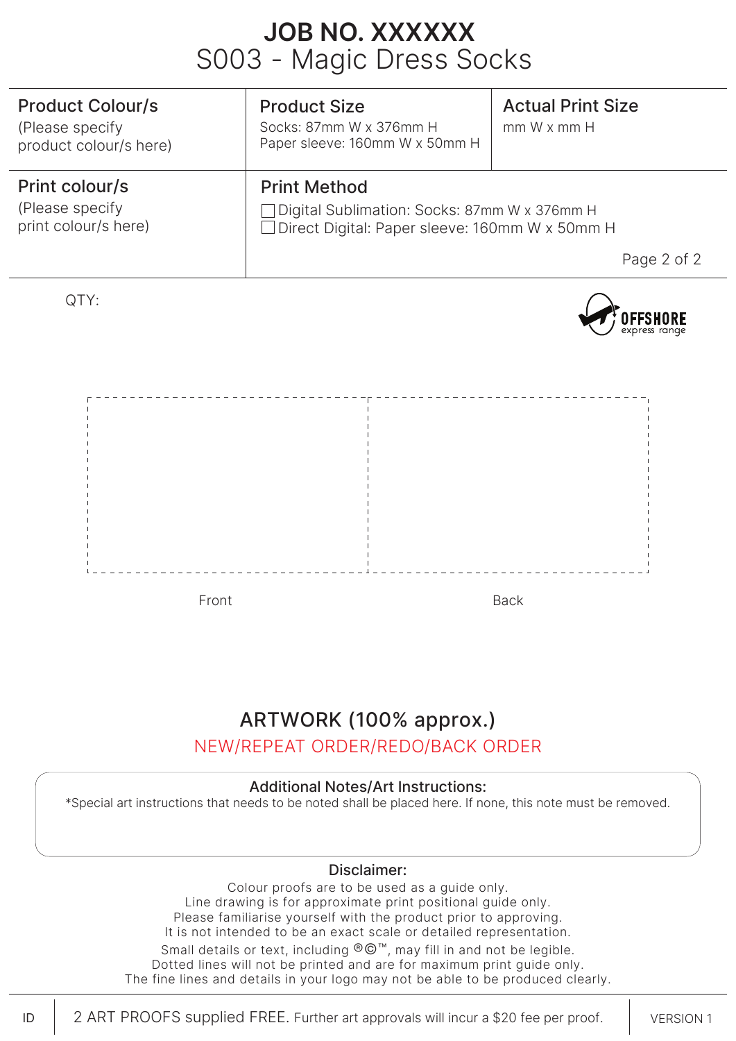# JOB NO. XXXXXX

## S003 - Magic Dress Socks

| Product Colour/s | Product Size | Actual Print Size |
| --- | --- | --- |
| (Please specify product colour/s here) | Socks: 87mm W x 376mm H<br>Paper sleeve: 160mm W x 50mm H | mm W x mm H |
| **Print colour/s** | **Print Method** | |
| (Please specify print colour/s here) | ☐ Digital Sublimation: Socks: 87mm W x 376mm H<br>☐ Direct Digital: Paper sleeve: 160mm W x 50mm H | |

QTY:

OFFSHORE
express range

Front

Back

## ARTWORK (100% approx.)

NEW/REPEAT ORDER/REDO/BACK ORDER

**Additional Notes/Art Instructions:**

*Special art instructions that needs to be noted shall be placed here. If none, this note must be removed.

**Disclaimer:**

Colour proofs are to be used as a guide only.
Line drawing is for approximate print positional guide only.
Please familiarise yourself with the product prior to approving.
It is not intended to be an exact scale or detailed representation.
Small details or text, including ®©™, may fill in and not be legible.
Dotted lines will not be printed and are for maximum print guide only.
The fine lines and details in your logo may not be able to be produced clearly.

| ID | 2 ART PROOFS supplied FREE. Further art approvals will incur a $20 fee per proof. | VERSION 1 |
| --- | --- | --- |